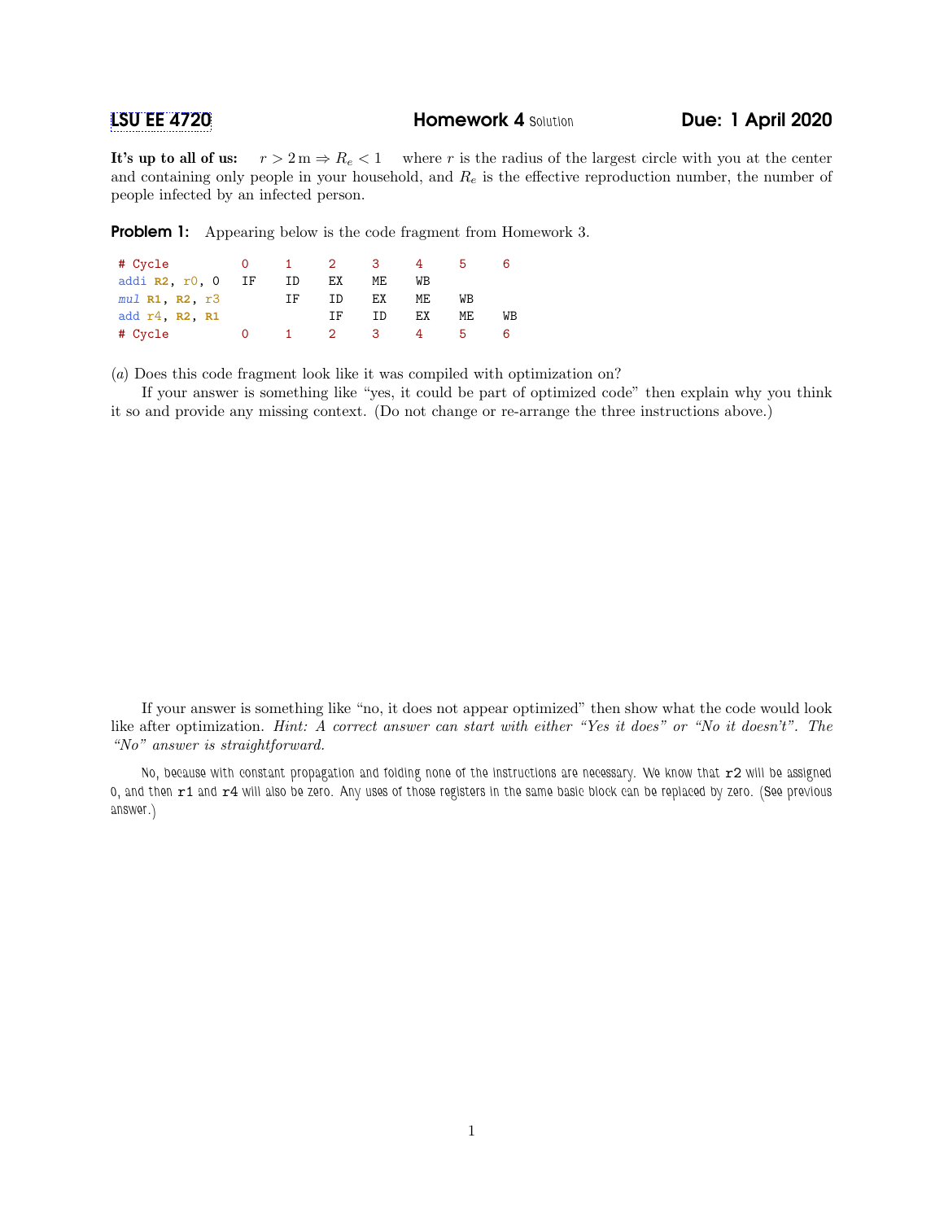**LSU EE 4720** **Homework 4** Solution **Due: 1 April 2020**

**It's up to all of us:** $r > 2\,\mathrm{m} \Rightarrow R_e < 1$ where $r$ is the radius of the largest circle with you at the center and containing only people in your household, and $R_e$ is the effective reproduction number, the number of people infected by an infected person.

**Problem 1:** Appearing below is the code fragment from Homework 3.

```
# Cycle          0     1     2     3     4     5     6
addi R2, r0, 0   IF    ID    EX    ME    WB
mul R1, R2, r3         IF    ID    EX    ME    WB
add r4, R2, R1               IF    ID    EX    ME    WB
# Cycle          0     1     2     3     4     5     6
```

(*a*) Does this code fragment look like it was compiled with optimization on?

If your answer is something like "yes, it could be part of optimized code" then explain why you think it so and provide any missing context. (Do not change or re-arrange the three instructions above.)

If your answer is something like "no, it does not appear optimized" then show what the code would look like after optimization. *Hint: A correct answer can start with either "Yes it does" or "No it doesn't". The "No" answer is straightforward.*

No, because with constant propagation and folding none of the instructions are necessary. We know that `r2` will be assigned 0, and then `r1` and `r4` will also be zero. Any uses of those registers in the same basic block can be replaced by zero. (See previous answer.)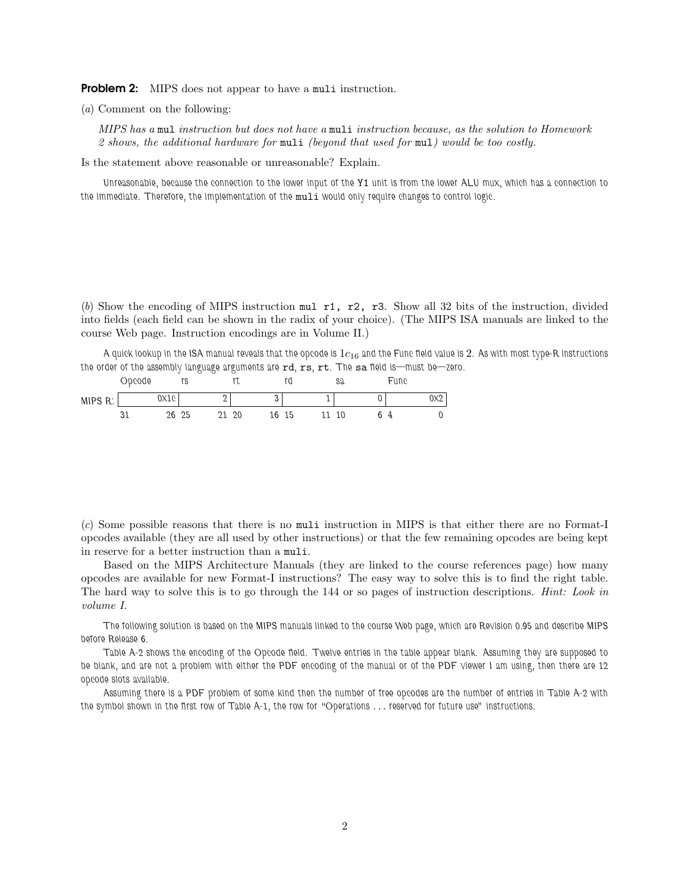**Problem 2:** MIPS does not appear to have a `muli` instruction.

(*a*) Comment on the following:

> *MIPS has a* `mul` *instruction but does not have a* `muli` *instruction because, as the solution to Homework 2 shows, the additional hardware for* `muli` *(beyond that used for* `mul`*) would be too costly.*

Is the statement above reasonable or unreasonable? Explain.

Unreasonable, because the connection to the lower input of the `Y1` unit is from the lower ALU mux, which has a connection to the immediate. Therefore, the implementation of the `muli` would only require changes to control logic.

(*b*) Show the encoding of MIPS instruction `mul r1, r2, r3`. Show all 32 bits of the instruction, divided into fields (each field can be shown in the radix of your choice). (The MIPS ISA manuals are linked to the course Web page. Instruction encodings are in Volume II.)

A quick lookup in the ISA manual reveals that the opcode is $1c_{16}$ and the Func field value is 2. As with most type-R instructions the order of the assembly language arguments are `rd`, `rs`, `rt`. The `sa` field is—must be—zero.

| | Opcode | rs | rt | rd | sa | Func |
|---|---|---|---|---|---|---|
| MIPS R: | 0x1c | 2 | 3 | 1 | 0 | 0x2 |
| | 31 26 | 25 21 | 20 16 | 15 11 | 10 6 | 4 0 |

(*c*) Some possible reasons that there is no `muli` instruction in MIPS is that either there are no Format-I opcodes available (they are all used by other instructions) or that the few remaining opcodes are being kept in reserve for a better instruction than a `muli`.

Based on the MIPS Architecture Manuals (they are linked to the course references page) how many opcodes are available for new Format-I instructions? The easy way to solve this is to find the right table. The hard way to solve this is to go through the 144 or so pages of instruction descriptions. *Hint: Look in volume I.*

The following solution is based on the MIPS manuals linked to the course Web page, which are Revision 0.95 and describe MIPS before Release 6.

Table A-2 shows the encoding of the Opcode field. Twelve entries in the table appear blank. Assuming they are supposed to be blank, and are not a problem with either the PDF encoding of the manual or of the PDF viewer I am using, then there are 12 opcode slots available.

Assuming there is a PDF problem of some kind then the number of free opcodes are the number of entries in Table A-2 with the symbol shown in the first row of Table A-1, the row for "Operations ... reserved for future use" instructions.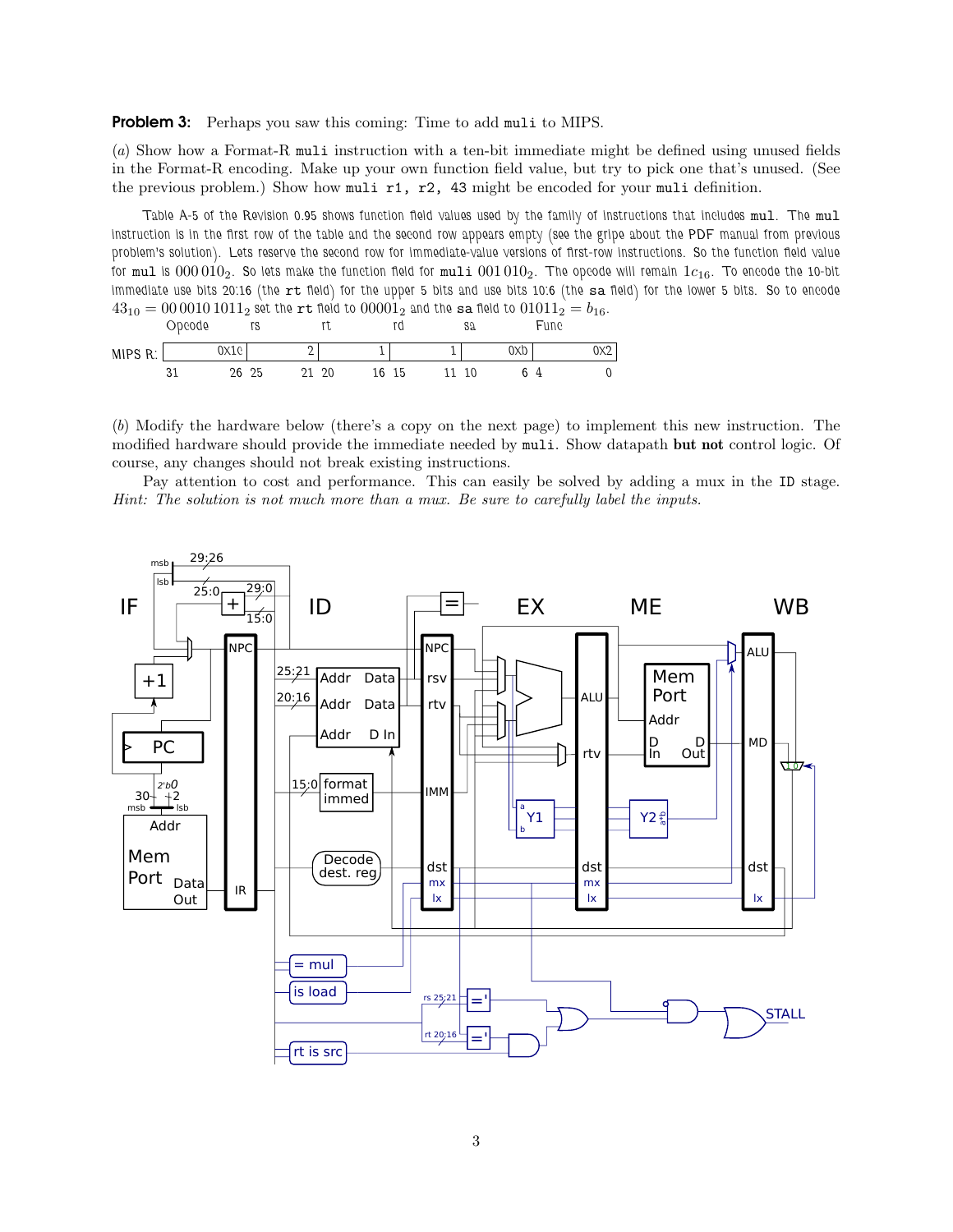**Problem 3:** Perhaps you saw this coming: Time to add `muli` to MIPS.

(*a*) Show how a Format-R `muli` instruction with a ten-bit immediate might be defined using unused fields in the Format-R encoding. Make up your own function field value, but try to pick one that's unused. (See the previous problem.) Show how `muli r1, r2, 43` might be encoded for your `muli` definition.

Table A-5 of the Revision 0.95 shows function field values used by the family of instructions that includes `mul`. The `mul` instruction is in the first row of the table and the second row appears empty (see the gripe about the PDF manual from previous problem's solution). Lets reserve the second row for immediate-value versions of first-row instructions. So the function field value for `mul` is $000\,010_2$. So lets make the function field for `muli` $001\,010_2$. The opcode will remain $1c_{16}$. To encode the 10-bit immediate use bits 20:16 (the `rt` field) for the upper 5 bits and use bits 10:6 (the `sa` field) for the lower 5 bits. So to encode $43_{10} = 00\,0010\,1011_2$ set the `rt` field to $00001_2$ and the `sa` field to $01011_2 = b_{16}$.

| | Opcode | rs | rt | rd | sa | Func |
|---|---|---|---|---|---|---|
| MIPS R: | 0x1c | 2 | 1 | 1 | 0xb | 0x2 |
| | 31 26 | 25 21 | 20 16 | 15 11 | 10 6 | 4 0 |

(*b*) Modify the hardware below (there's a copy on the next page) to implement this new instruction. The modified hardware should provide the immediate needed by `muli`. Show datapath **but not** control logic. Of course, any changes should not break existing instructions.

Pay attention to cost and performance. This can easily be solved by adding a mux in the ID stage. *Hint: The solution is not much more than a mux. Be sure to carefully label the inputs.*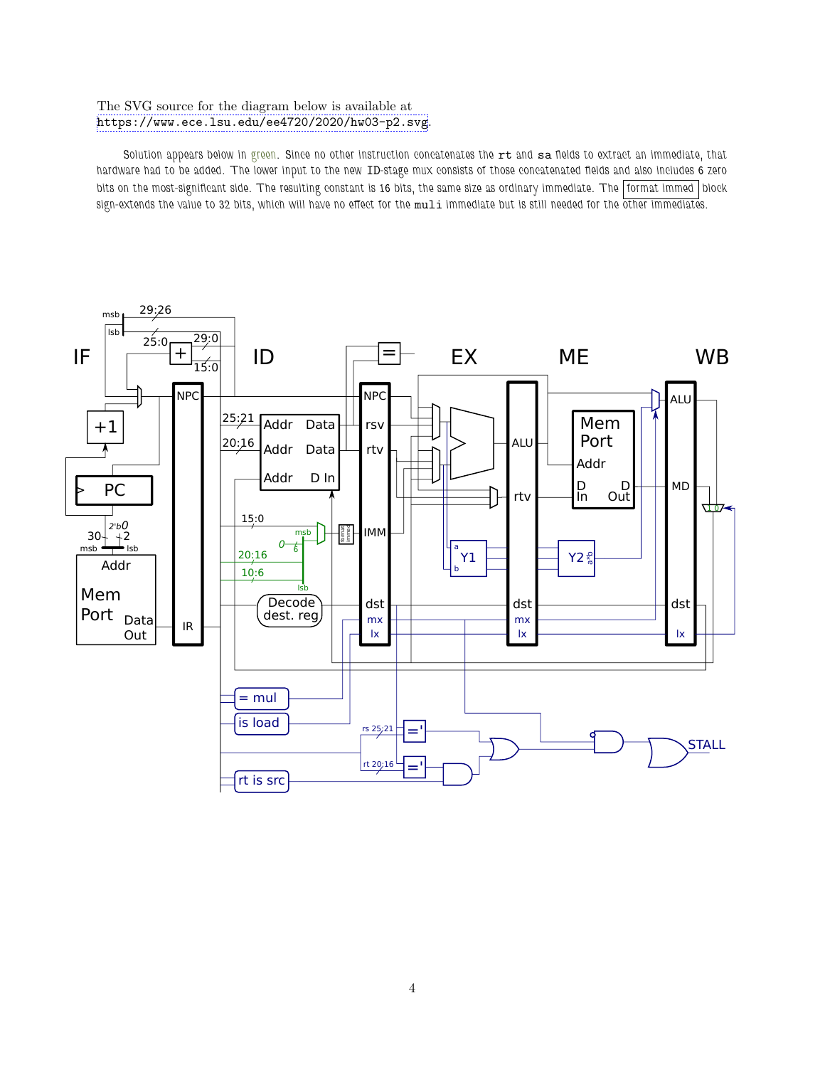The SVG source for the diagram below is available at https://www.ece.lsu.edu/ee4720/2020/hw03-p2.svg.

Solution appears below in green. Since no other instruction concatenates the `rt` and `sa` fields to extract an immediate, that hardware had to be added. The lower input to the new ID-stage mux consists of those concatenated fields and also includes 6 zero bits on the most-significant side. The resulting constant is 16 bits, the same size as ordinary immediate. The format immed block sign-extends the value to 32 bits, which will have no effect for the `muli` immediate but is still needed for the other immediates.

IF
ID
EX
ME
WB
msb
lsb
29:26
25:0
29:0
15:0
+
NPC
+1
PC
30
2'b0
2
msb
lsb
Addr
Mem
Port
Data
Out
IR
25:21
20:16
Addr
Data
Addr
Data
Addr
D In
15:0
msb
0
6
20:16
10:6
lsb
format immed
Decode
dest. reg
=
NPC
rsv
rtv
IMM
dst
mx
lx
ALU
rtv
dst
mx
lx
Mem
Port
Addr
D
In
D
Out
ALU
MD
dst
lx
Y1
a
b
Y2
a*b
1 0
= mul
is load
rt is src
rs 25:21
rt 20:16
='
='
STALL